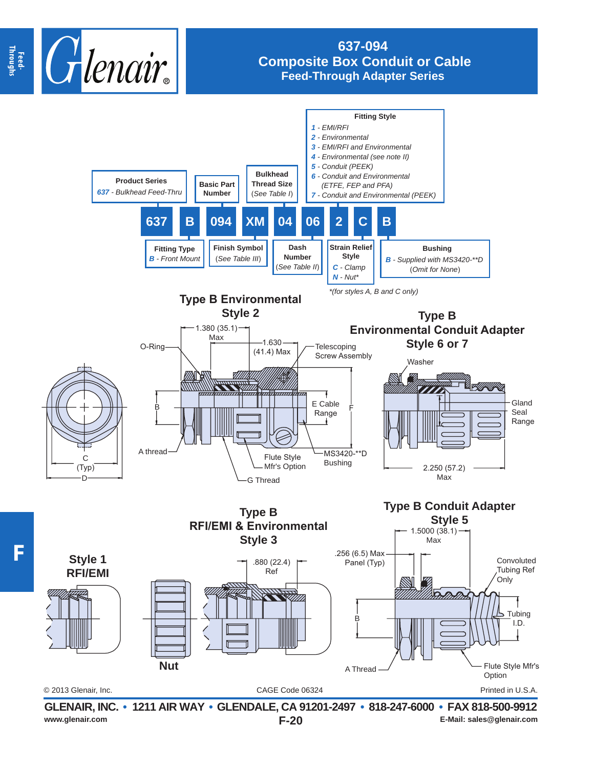# 637-094
## Composite Box Conduit or Cable
### Feed-Through Adapter Series

**Fitting Style**
- *1* - *EMI/RFI*
- *2* - *Environmental*
- *3* - *EMI/RFI and Environmental*
- *4* - *Environmental (see note II)*
- *5* - *Conduit (PEEK)*
- *6* - *Conduit and Environmental (ETFE, FEP and PFA)*
- *7* - *Conduit and Environmental (PEEK)*

**Product Series**
*637* - *Bulkhead Feed-Thru*

**Basic Part Number**

**Bulkhead Thread Size** (See Table I)

| 637 | B | 094 | XM | 04 | 06 | 2 | C | B |
|---|---|---|---|---|---|---|---|---|

**Fitting Type**
*B* - *Front Mount*

**Finish Symbol** (See Table III)

**Dash Number** (See Table II)

**Strain Relief Style**
- *C* - *Clamp*
- *N* - *Nut**

*(for styles A, B and C only)

**Bushing**
*B* - *Supplied with MS3420-**D* (Omit for None)

## Type B Environmental Style 2

1.380 (35.1) Max; 1.630 (41.4) Max; O-Ring; Telescoping Screw Assembly; B; E Cable Range; F; A thread; Flute Style Mfr's Option; MS3420-**D Bushing; G Thread; C (Typ); D

## Type B Environmental Conduit Adapter Style 6 or 7

Washer; Gland Seal Range; 2.250 (57.2) Max

## Type B RFI/EMI & Environmental Style 3

.880 (22.4) Ref

## Style 1 RFI/EMI

## Nut

## Type B Conduit Adapter Style 5

1.5000 (38.1) Max; .256 (6.5) Max Panel (Typ); Convoluted Tubing Ref Only; B; Tubing I.D.; A Thread; Flute Style Mfr's Option

© 2013 Glenair, Inc. CAGE Code 06324 Printed in U.S.A.

**GLENAIR, INC. • 1211 AIR WAY • GLENDALE, CA 91201-2497 • 818-247-6000 • FAX 818-500-9912**
www.glenair.com F-20 E-Mail: sales@glenair.com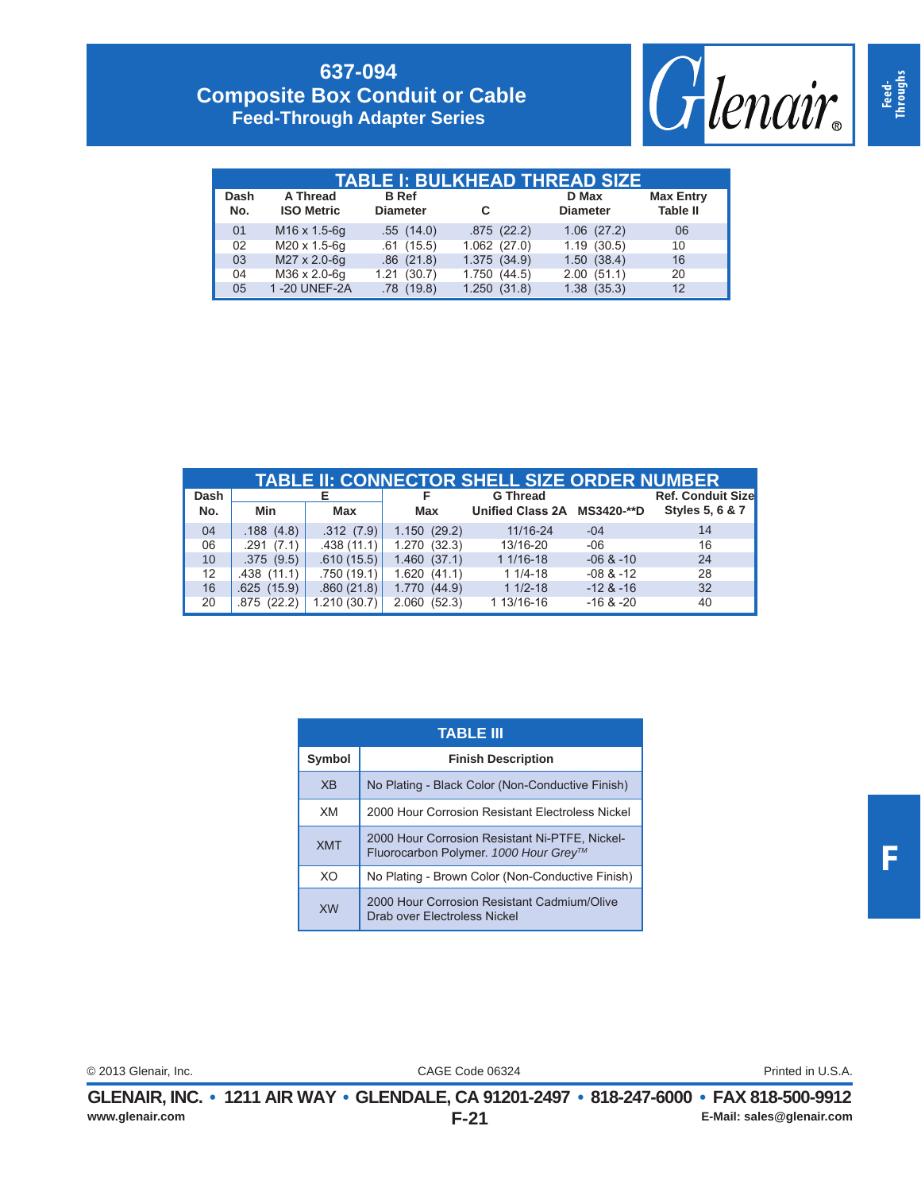# 637-094
## Composite Box Conduit or Cable
### Feed-Through Adapter Series

| TABLE I: BULKHEAD THREAD SIZE | | | | | |
|---|---|---|---|---|---|
| Dash No. | A Thread ISO Metric | B Ref Diameter | C | D Max Diameter | Max Entry Table II |
| 01 | M16 x 1.5-6g | .55 (14.0) | .875 (22.2) | 1.06 (27.2) | 06 |
| 02 | M20 x 1.5-6g | .61 (15.5) | 1.062 (27.0) | 1.19 (30.5) | 10 |
| 03 | M27 x 2.0-6g | .86 (21.8) | 1.375 (34.9) | 1.50 (38.4) | 16 |
| 04 | M36 x 2.0-6g | 1.21 (30.7) | 1.750 (44.5) | 2.00 (51.1) | 20 |
| 05 | 1 -20 UNEF-2A | .78 (19.8) | 1.250 (31.8) | 1.38 (35.3) | 12 |

| TABLE II: CONNECTOR SHELL SIZE ORDER NUMBER | | | | | | |
|---|---|---|---|---|---|---|
| Dash No. | E | | F | G Thread | | Ref. Conduit Size |
| | Min | Max | Max | Unified Class 2A | MS3420-**D | Styles 5, 6 & 7 |
| 04 | .188 (4.8) | .312 (7.9) | 1.150 (29.2) | 11/16-24 | -04 | 14 |
| 06 | .291 (7.1) | .438 (11.1) | 1.270 (32.3) | 13/16-20 | -06 | 16 |
| 10 | .375 (9.5) | .610 (15.5) | 1.460 (37.1) | 1 1/16-18 | -06 & -10 | 24 |
| 12 | .438 (11.1) | .750 (19.1) | 1.620 (41.1) | 1 1/4-18 | -08 & -12 | 28 |
| 16 | .625 (15.9) | .860 (21.8) | 1.770 (44.9) | 1 1/2-18 | -12 & -16 | 32 |
| 20 | .875 (22.2) | 1.210 (30.7) | 2.060 (52.3) | 1 13/16-16 | -16 & -20 | 40 |

| TABLE III | |
|---|---|
| Symbol | Finish Description |
| XB | No Plating - Black Color (Non-Conductive Finish) |
| XM | 2000 Hour Corrosion Resistant Electroless Nickel |
| XMT | 2000 Hour Corrosion Resistant Ni-PTFE, Nickel-Fluorocarbon Polymer. *1000 Hour Grey™* |
| XO | No Plating - Brown Color (Non-Conductive Finish) |
| XW | 2000 Hour Corrosion Resistant Cadmium/Olive Drab over Electroless Nickel |

© 2013 Glenair, Inc. CAGE Code 06324 Printed in U.S.A.

**GLENAIR, INC. • 1211 AIR WAY • GLENDALE, CA 91201-2497 • 818-247-6000 • FAX 818-500-9912**

www.glenair.com E-Mail: sales@glenair.com